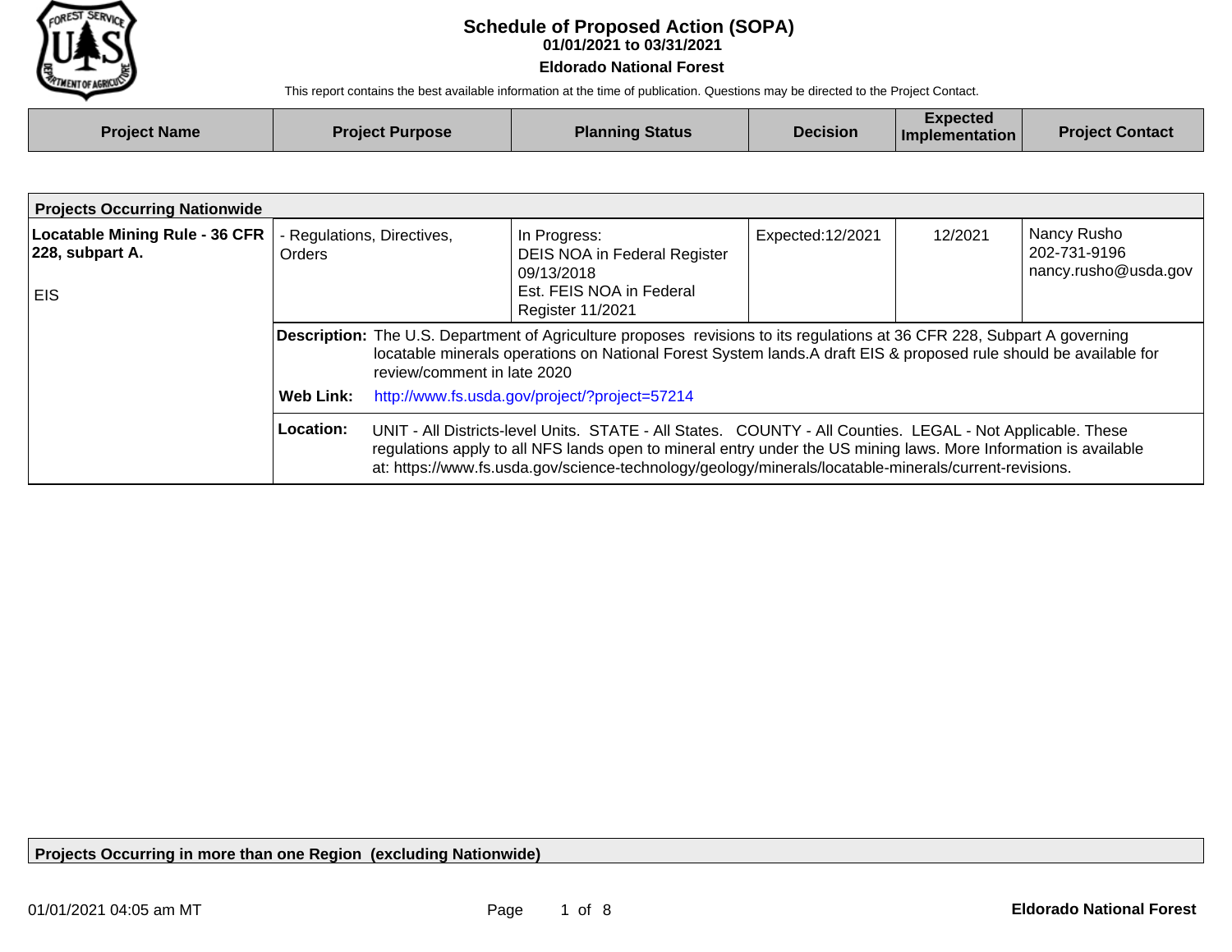# Schedule of Proposed Action (SOPA)

**01/01/2021 to 03/31/2021**

**Eldorado National Forest**

This report contains the best available information at the time of publication. Questions may be directed to the Project Contact.

| Project Name | Project Purpose | Planning Status | Decision | Expected Implementation | Project Contact |
|---|---|---|---|---|---|
| **Projects Occurring Nationwide** | | | | | |
| **Locatable Mining Rule - 36 CFR 228, subpart A.**<br><br>EIS | - Regulations, Directives, Orders | In Progress:<br>DEIS NOA in Federal Register 09/13/2018<br>Est. FEIS NOA in Federal Register 11/2021 | Expected:12/2021 | 12/2021 | Nancy Rusho<br>202-731-9196<br>nancy.rusho@usda.gov |

**Description:** The U.S. Department of Agriculture proposes revisions to its regulations at 36 CFR 228, Subpart A governing locatable minerals operations on National Forest System lands.A draft EIS & proposed rule should be available for review/comment in late 2020

**Web Link:** http://www.fs.usda.gov/project/?project=57214

**Location:** UNIT - All Districts-level Units. STATE - All States. COUNTY - All Counties. LEGAL - Not Applicable. These regulations apply to all NFS lands open to mineral entry under the US mining laws. More Information is available at: https://www.fs.usda.gov/science-technology/geology/minerals/locatable-minerals/current-revisions.

**Projects Occurring in more than one Region (excluding Nationwide)**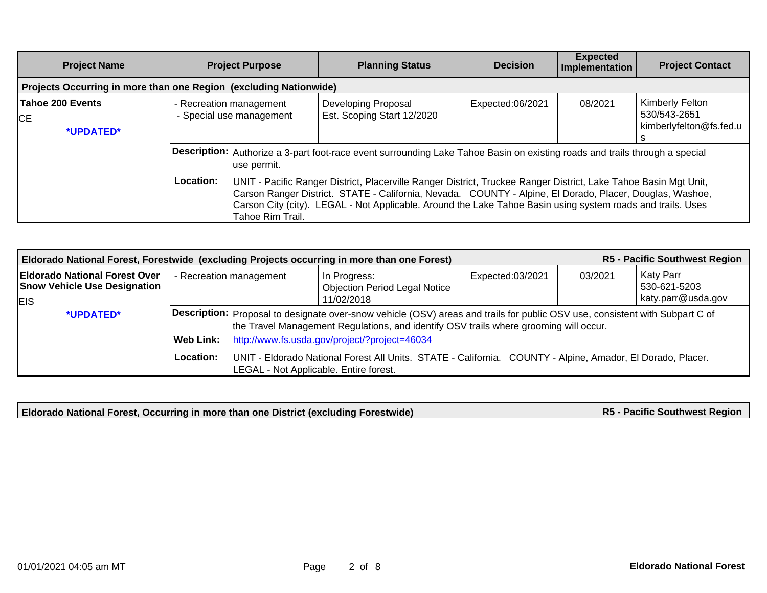| Project Name | Project Purpose | Planning Status | Decision | Expected Implementation | Project Contact |
|---|---|---|---|---|---|
| **Projects Occurring in more than one Region (excluding Nationwide)** | | | | | |
| **Tahoe 200 Events**<br>CE<br>***UPDATED*** | - Recreation management<br>- Special use management | Developing Proposal<br>Est. Scoping Start 12/2020 | Expected:06/2021 | 08/2021 | Kimberly Felton<br>530/543-2651<br>kimberlyfelton@fs.fed.us |
| | **Description:** Authorize a 3-part foot-race event surrounding Lake Tahoe Basin on existing roads and trails through a special use permit. | | | | |
| | **Location:** UNIT - Pacific Ranger District, Placerville Ranger District, Truckee Ranger District, Lake Tahoe Basin Mgt Unit, Carson Ranger District. STATE - California, Nevada. COUNTY - Alpine, El Dorado, Placer, Douglas, Washoe, Carson City (city). LEGAL - Not Applicable. Around the Lake Tahoe Basin using system roads and trails. Uses Tahoe Rim Trail. | | | | |

| Project Name | Project Purpose | Planning Status | Decision | Expected Implementation | Project Contact |
|---|---|---|---|---|---|
| **Eldorado National Forest, Forestwide (excluding Projects occurring in more than one Forest)** | | | | | **R5 - Pacific Southwest Region** |
| **Eldorado National Forest Over Snow Vehicle Use Designation**<br>EIS<br>***UPDATED*** | - Recreation management | In Progress:<br>Objection Period Legal Notice 11/02/2018 | Expected:03/2021 | 03/2021 | Katy Parr<br>530-621-5203<br>katy.parr@usda.gov |
| | **Description:** Proposal to designate over-snow vehicle (OSV) areas and trails for public OSV use, consistent with Subpart C of the Travel Management Regulations, and identify OSV trails where grooming will occur. | | | | |
| | **Web Link:** http://www.fs.usda.gov/project/?project=46034 | | | | |
| | **Location:** UNIT - Eldorado National Forest All Units. STATE - California. COUNTY - Alpine, Amador, El Dorado, Placer. LEGAL - Not Applicable. Entire forest. | | | | |

| Eldorado National Forest, Occurring in more than one District (excluding Forestwide) | R5 - Pacific Southwest Region |
|---|---|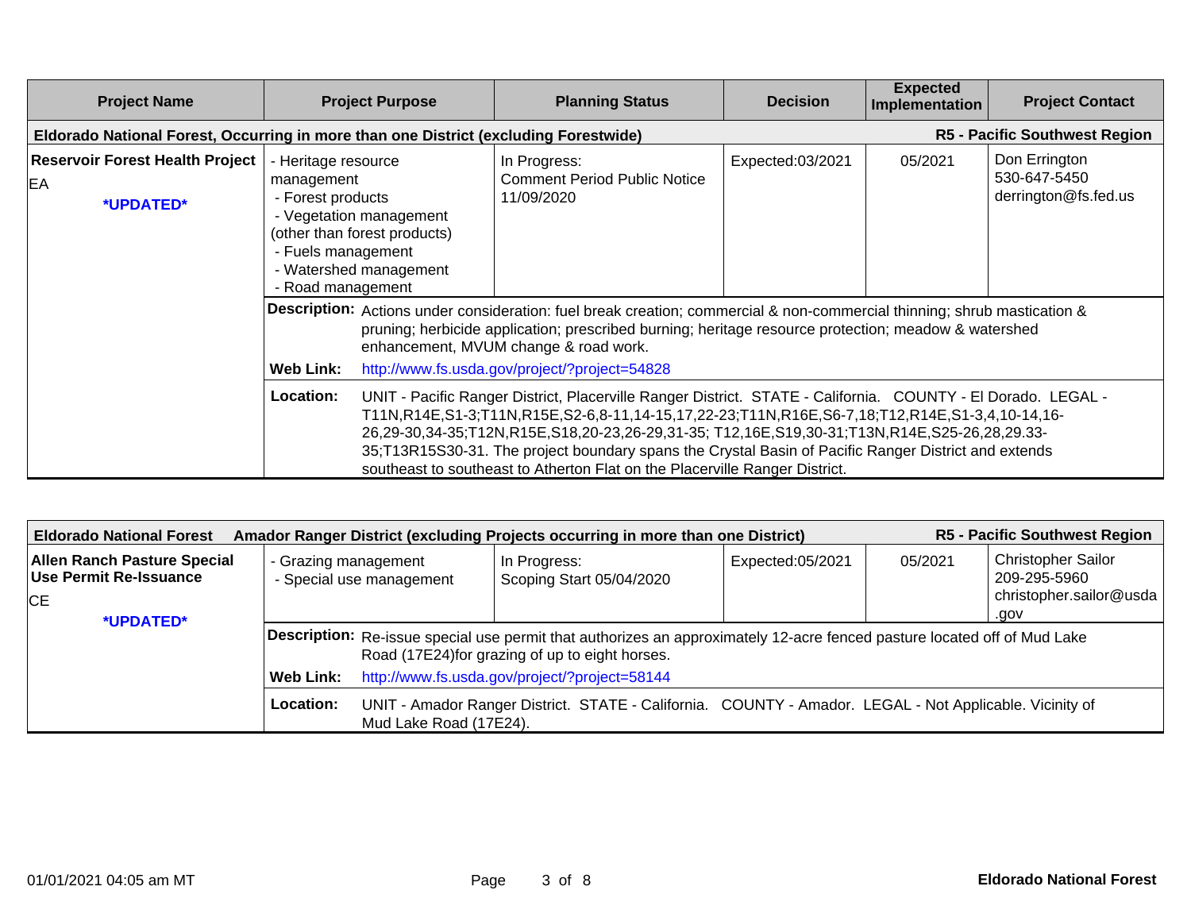| Project Name | Project Purpose | Planning Status | Decision | Expected Implementation | Project Contact |
|---|---|---|---|---|---|
| **Eldorado National Forest, Occurring in more than one District (excluding Forestwide)** | | | | | **R5 - Pacific Southwest Region** |
| **Reservoir Forest Health Project**<br>EA<br>***UPDATED*** | - Heritage resource management<br>- Forest products<br>- Vegetation management (other than forest products)<br>- Fuels management<br>- Watershed management<br>- Road management | In Progress:<br>Comment Period Public Notice 11/09/2020 | Expected:03/2021 | 05/2021 | Don Errington<br>530-647-5450<br>derrington@fs.fed.us |
| | **Description:** Actions under consideration: fuel break creation; commercial & non-commercial thinning; shrub mastication & pruning; herbicide application; prescribed burning; heritage resource protection; meadow & watershed enhancement, MVUM change & road work. | | | | |
| | **Web Link:** http://www.fs.usda.gov/project/?project=54828 | | | | |
| | **Location:** UNIT - Pacific Ranger District, Placerville Ranger District. STATE - California. COUNTY - El Dorado. LEGAL - T11N,R14E,S1-3;T11N,R15E,S2-6,8-11,14-15,17,22-23;T11N,R16E,S6-7,18;T12,R14E,S1-3,4,10-14,16-26,29-30,34-35;T12N,R15E,S18,20-23,26-29,31-35; T12,16E,S19,30-31;T13N,R14E,S25-26,28,29.33-35;T13R15S30-31. The project boundary spans the Crystal Basin of Pacific Ranger District and extends southeast to southeast to Atherton Flat on the Placerville Ranger District. | | | | |

| Project Name | Project Purpose | Planning Status | Decision | Expected Implementation | Project Contact |
|---|---|---|---|---|---|
| **Eldorado National Forest Amador Ranger District (excluding Projects occurring in more than one District)** | | | | | **R5 - Pacific Southwest Region** |
| **Allen Ranch Pasture Special Use Permit Re-Issuance**<br>CE<br>***UPDATED*** | - Grazing management<br>- Special use management | In Progress:<br>Scoping Start 05/04/2020 | Expected:05/2021 | 05/2021 | Christopher Sailor<br>209-295-5960<br>christopher.sailor@usda.gov |
| | **Description:** Re-issue special use permit that authorizes an approximately 12-acre fenced pasture located off of Mud Lake Road (17E24)for grazing of up to eight horses. | | | | |
| | **Web Link:** http://www.fs.usda.gov/project/?project=58144 | | | | |
| | **Location:** UNIT - Amador Ranger District. STATE - California. COUNTY - Amador. LEGAL - Not Applicable. Vicinity of Mud Lake Road (17E24). | | | | |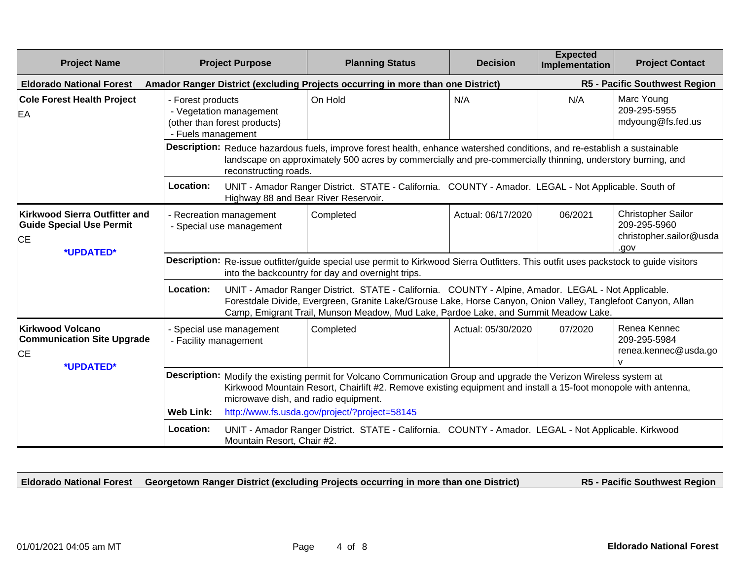| Project Name | Project Purpose | Planning Status | Decision | Expected Implementation | Project Contact |
|---|---|---|---|---|---|
| **Eldorado National Forest** | **Amador Ranger District (excluding Projects occurring in more than one District)** | | | | **R5 - Pacific Southwest Region** |
| **Cole Forest Health Project**<br>EA | - Forest products<br>- Vegetation management (other than forest products)<br>- Fuels management | On Hold | N/A | N/A | Marc Young<br>209-295-5955<br>mdyoung@fs.fed.us |
| | **Description:** Reduce hazardous fuels, improve forest health, enhance watershed conditions, and re-establish a sustainable landscape on approximately 500 acres by commercially and pre-commercially thinning, understory burning, and reconstructing roads. | | | | |
| | **Location:** UNIT - Amador Ranger District. STATE - California. COUNTY - Amador. LEGAL - Not Applicable. South of Highway 88 and Bear River Reservoir. | | | | |
| **Kirkwood Sierra Outfitter and Guide Special Use Permit**<br>CE<br>***UPDATED*** | - Recreation management<br>- Special use management | Completed | Actual: 06/17/2020 | 06/2021 | Christopher Sailor<br>209-295-5960<br>christopher.sailor@usda.gov |
| | **Description:** Re-issue outfitter/guide special use permit to Kirkwood Sierra Outfitters. This outfit uses packstock to guide visitors into the backcountry for day and overnight trips. | | | | |
| | **Location:** UNIT - Amador Ranger District. STATE - California. COUNTY - Alpine, Amador. LEGAL - Not Applicable. Forestdale Divide, Evergreen, Granite Lake/Grouse Lake, Horse Canyon, Onion Valley, Tanglefoot Canyon, Allan Camp, Emigrant Trail, Munson Meadow, Mud Lake, Pardoe Lake, and Summit Meadow Lake. | | | | |
| **Kirkwood Volcano Communication Site Upgrade**<br>CE<br>***UPDATED*** | - Special use management<br>- Facility management | Completed | Actual: 05/30/2020 | 07/2020 | Renea Kennec<br>209-295-5984<br>renea.kennec@usda.gov |
| | **Description:** Modify the existing permit for Volcano Communication Group and upgrade the Verizon Wireless system at Kirkwood Mountain Resort, Chairlift #2. Remove existing equipment and install a 15-foot monopole with antenna, microwave dish, and radio equipment.<br>**Web Link:** http://www.fs.usda.gov/project/?project=58145 | | | | |
| | **Location:** UNIT - Amador Ranger District. STATE - California. COUNTY - Amador. LEGAL - Not Applicable. Kirkwood Mountain Resort, Chair #2. | | | | |

| **Eldorado National Forest** | **Georgetown Ranger District (excluding Projects occurring in more than one District)** | **R5 - Pacific Southwest Region** |
|---|---|---|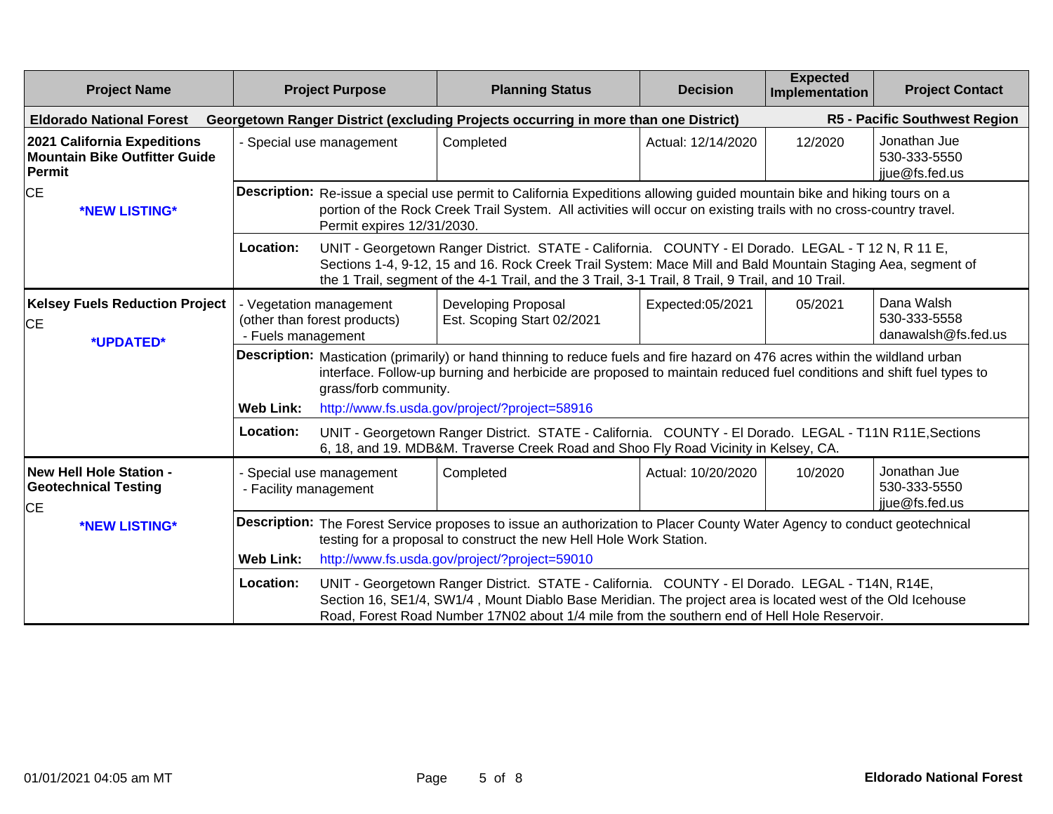| Project Name | Project Purpose | Planning Status | Decision | Expected Implementation | Project Contact |
|---|---|---|---|---|---|
| **Eldorado National Forest** | **Georgetown Ranger District (excluding Projects occurring in more than one District)** | | | | **R5 - Pacific Southwest Region** |
| **2021 California Expeditions Mountain Bike Outfitter Guide Permit** | - Special use management | Completed | Actual: 12/14/2020 | 12/2020 | Jonathan Jue 530-333-5550 jjue@fs.fed.us |
| CE *NEW LISTING* | **Description:** Re-issue a special use permit to California Expeditions allowing guided mountain bike and hiking tours on a portion of the Rock Creek Trail System. All activities will occur on existing trails with no cross-country travel. Permit expires 12/31/2030. | | | | |
| | **Location:** UNIT - Georgetown Ranger District. STATE - California. COUNTY - El Dorado. LEGAL - T 12 N, R 11 E, Sections 1-4, 9-12, 15 and 16. Rock Creek Trail System: Mace Mill and Bald Mountain Staging Aea, segment of the 1 Trail, segment of the 4-1 Trail, and the 3 Trail, 3-1 Trail, 8 Trail, 9 Trail, and 10 Trail. | | | | |
| **Kelsey Fuels Reduction Project** CE *UPDATED* | - Vegetation management (other than forest products) - Fuels management | Developing Proposal Est. Scoping Start 02/2021 | Expected:05/2021 | 05/2021 | Dana Walsh 530-333-5558 danawalsh@fs.fed.us |
| | **Description:** Mastication (primarily) or hand thinning to reduce fuels and fire hazard on 476 acres within the wildland urban interface. Follow-up burning and herbicide are proposed to maintain reduced fuel conditions and shift fuel types to grass/forb community. **Web Link:** http://www.fs.usda.gov/project/?project=58916 | | | | |
| | **Location:** UNIT - Georgetown Ranger District. STATE - California. COUNTY - El Dorado. LEGAL - T11N R11E,Sections 6, 18, and 19. MDB&M. Traverse Creek Road and Shoo Fly Road Vicinity in Kelsey, CA. | | | | |
| **New Hell Hole Station - Geotechnical Testing** CE *NEW LISTING* | - Special use management - Facility management | Completed | Actual: 10/20/2020 | 10/2020 | Jonathan Jue 530-333-5550 jjue@fs.fed.us |
| | **Description:** The Forest Service proposes to issue an authorization to Placer County Water Agency to conduct geotechnical testing for a proposal to construct the new Hell Hole Work Station. **Web Link:** http://www.fs.usda.gov/project/?project=59010 | | | | |
| | **Location:** UNIT - Georgetown Ranger District. STATE - California. COUNTY - El Dorado. LEGAL - T14N, R14E, Section 16, SE1/4, SW1/4 , Mount Diablo Base Meridian. The project area is located west of the Old Icehouse Road, Forest Road Number 17N02 about 1/4 mile from the southern end of Hell Hole Reservoir. | | | | |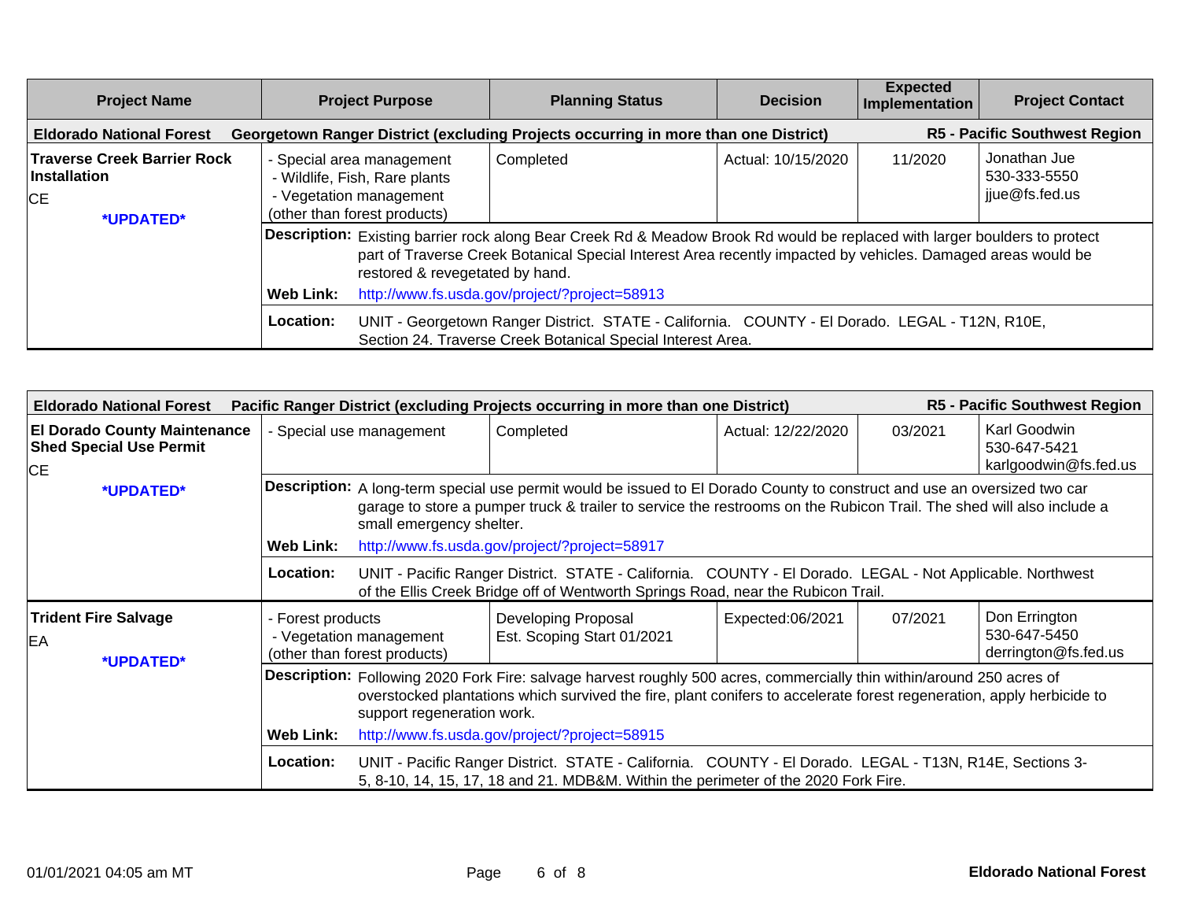| Project Name | Project Purpose | Planning Status | Decision | Expected Implementation | Project Contact |
|---|---|---|---|---|---|
| **Eldorado National Forest** | **Georgetown Ranger District (excluding Projects occurring in more than one District)** | | | | **R5 - Pacific Southwest Region** |
| **Traverse Creek Barrier Rock Installation**<br>CE<br>***UPDATED*** | - Special area management<br>- Wildlife, Fish, Rare plants<br>- Vegetation management (other than forest products) | Completed | Actual: 10/15/2020 | 11/2020 | Jonathan Jue<br>530-333-5550<br>jjue@fs.fed.us |
| | **Description:** Existing barrier rock along Bear Creek Rd & Meadow Brook Rd would be replaced with larger boulders to protect part of Traverse Creek Botanical Special Interest Area recently impacted by vehicles. Damaged areas would be restored & revegetated by hand. | | | | |
| | **Web Link:** http://www.fs.usda.gov/project/?project=58913 | | | | |
| | **Location:** UNIT - Georgetown Ranger District. STATE - California. COUNTY - El Dorado. LEGAL - T12N, R10E, Section 24. Traverse Creek Botanical Special Interest Area. | | | | |

| Project Name | Project Purpose | Planning Status | Decision | Expected Implementation | Project Contact |
|---|---|---|---|---|---|
| **Eldorado National Forest** | **Pacific Ranger District (excluding Projects occurring in more than one District)** | | | | **R5 - Pacific Southwest Region** |
| **El Dorado County Maintenance Shed Special Use Permit**<br>CE<br>***UPDATED*** | - Special use management | Completed | Actual: 12/22/2020 | 03/2021 | Karl Goodwin<br>530-647-5421<br>karlgoodwin@fs.fed.us |
| | **Description:** A long-term special use permit would be issued to El Dorado County to construct and use an oversized two car garage to store a pumper truck & trailer to service the restrooms on the Rubicon Trail. The shed will also include a small emergency shelter. | | | | |
| | **Web Link:** http://www.fs.usda.gov/project/?project=58917 | | | | |
| | **Location:** UNIT - Pacific Ranger District. STATE - California. COUNTY - El Dorado. LEGAL - Not Applicable. Northwest of the Ellis Creek Bridge off of Wentworth Springs Road, near the Rubicon Trail. | | | | |
| **Trident Fire Salvage**<br>EA<br>***UPDATED*** | - Forest products<br>- Vegetation management (other than forest products) | Developing Proposal<br>Est. Scoping Start 01/2021 | Expected:06/2021 | 07/2021 | Don Errington<br>530-647-5450<br>derrington@fs.fed.us |
| | **Description:** Following 2020 Fork Fire: salvage harvest roughly 500 acres, commercially thin within/around 250 acres of overstocked plantations which survived the fire, plant conifers to accelerate forest regeneration, apply herbicide to support regeneration work. | | | | |
| | **Web Link:** http://www.fs.usda.gov/project/?project=58915 | | | | |
| | **Location:** UNIT - Pacific Ranger District. STATE - California. COUNTY - El Dorado. LEGAL - T13N, R14E, Sections 3-5, 8-10, 14, 15, 17, 18 and 21. MDB&M. Within the perimeter of the 2020 Fork Fire. | | | | |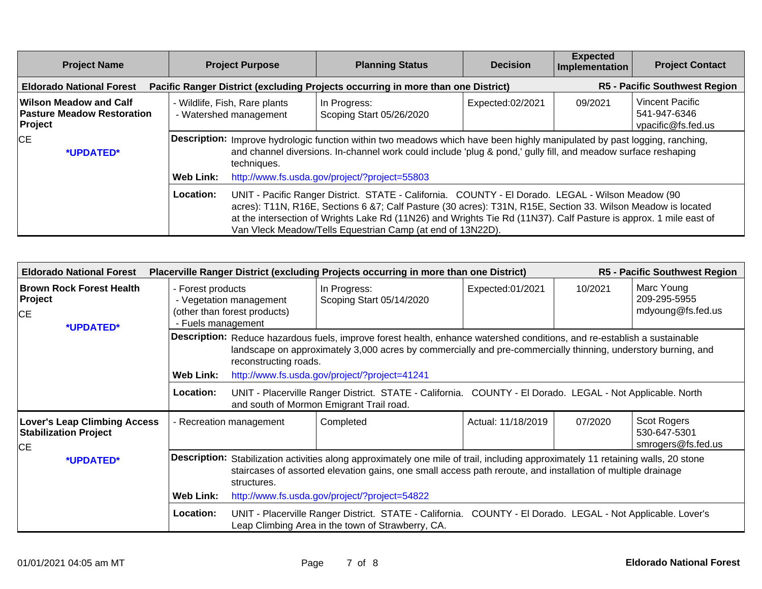| Project Name | Project Purpose | Planning Status | Decision | Expected Implementation | Project Contact |
|---|---|---|---|---|---|
| **Eldorado National Forest** | **Pacific Ranger District (excluding Projects occurring in more than one District)** | | | | **R5 - Pacific Southwest Region** |
| **Wilson Meadow and Calf Pasture Meadow Restoration Project**<br>CE<br>**\*UPDATED\*** | - Wildlife, Fish, Rare plants<br>- Watershed management | In Progress:<br>Scoping Start 05/26/2020 | Expected:02/2021 | 09/2021 | Vincent Pacific<br>541-947-6346<br>vpacific@fs.fed.us |
| | **Description:** Improve hydrologic function within two meadows which have been highly manipulated by past logging, ranching, and channel diversions. In-channel work could include 'plug & pond,' gully fill, and meadow surface reshaping techniques.<br>**Web Link:** http://www.fs.usda.gov/project/?project=55803 | | | | |
| | **Location:** UNIT - Pacific Ranger District. STATE - California. COUNTY - El Dorado. LEGAL - Wilson Meadow (90 acres): T11N, R16E, Sections 6 &7; Calf Pasture (30 acres): T31N, R15E, Section 33. Wilson Meadow is located at the intersection of Wrights Lake Rd (11N26) and Wrights Tie Rd (11N37). Calf Pasture is approx. 1 mile east of Van Vleck Meadow/Tells Equestrian Camp (at end of 13N22D). | | | | |

| Project Name | Project Purpose | Planning Status | Decision | Expected Implementation | Project Contact |
|---|---|---|---|---|---|
| **Eldorado National Forest** | **Placerville Ranger District (excluding Projects occurring in more than one District)** | | | | **R5 - Pacific Southwest Region** |
| **Brown Rock Forest Health Project**<br>CE<br>**\*UPDATED\*** | - Forest products<br>- Vegetation management (other than forest products)<br>- Fuels management | In Progress:<br>Scoping Start 05/14/2020 | Expected:01/2021 | 10/2021 | Marc Young<br>209-295-5955<br>mdyoung@fs.fed.us |
| | **Description:** Reduce hazardous fuels, improve forest health, enhance watershed conditions, and re-establish a sustainable landscape on approximately 3,000 acres by commercially and pre-commercially thinning, understory burning, and reconstructing roads.<br>**Web Link:** http://www.fs.usda.gov/project/?project=41241 | | | | |
| | **Location:** UNIT - Placerville Ranger District. STATE - California. COUNTY - El Dorado. LEGAL - Not Applicable. North and south of Mormon Emigrant Trail road. | | | | |
| **Lover's Leap Climbing Access Stabilization Project**<br>CE<br>**\*UPDATED\*** | - Recreation management | Completed | Actual: 11/18/2019 | 07/2020 | Scot Rogers<br>530-647-5301<br>smrogers@fs.fed.us |
| | **Description:** Stabilization activities along approximately one mile of trail, including approximately 11 retaining walls, 20 stone staircases of assorted elevation gains, one small access path reroute, and installation of multiple drainage structures.<br>**Web Link:** http://www.fs.usda.gov/project/?project=54822 | | | | |
| | **Location:** UNIT - Placerville Ranger District. STATE - California. COUNTY - El Dorado. LEGAL - Not Applicable. Lover's Leap Climbing Area in the town of Strawberry, CA. | | | | |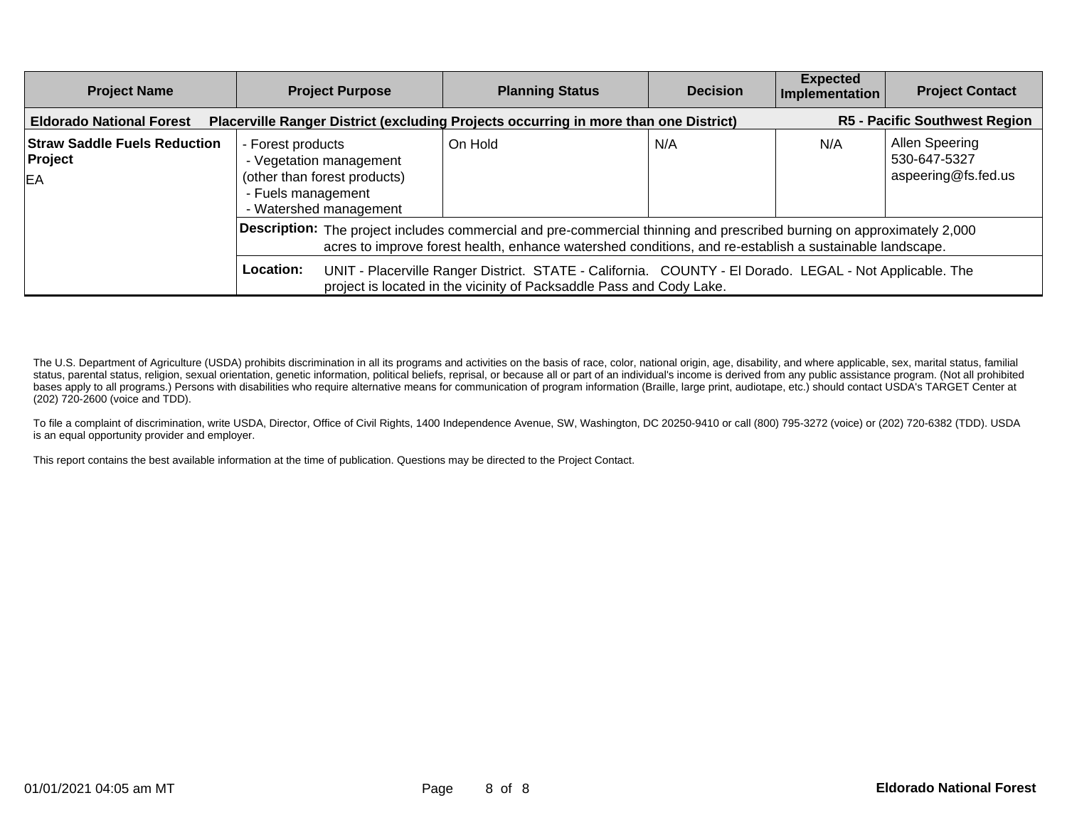| Project Name | Project Purpose | Planning Status | Decision | Expected Implementation | Project Contact |
|---|---|---|---|---|---|
| **Eldorado National Forest** | **Placerville Ranger District (excluding Projects occurring in more than one District)** | | | | **R5 - Pacific Southwest Region** |
| **Straw Saddle Fuels Reduction Project**<br>EA | - Forest products<br>- Vegetation management (other than forest products)<br>- Fuels management<br>- Watershed management | On Hold | N/A | N/A | Allen Speering<br>530-647-5327<br>aspeering@fs.fed.us |
| | **Description:** The project includes commercial and pre-commercial thinning and prescribed burning on approximately 2,000 acres to improve forest health, enhance watershed conditions, and re-establish a sustainable landscape. | | | | |
| | **Location:** UNIT - Placerville Ranger District. STATE - California. COUNTY - El Dorado. LEGAL - Not Applicable. The project is located in the vicinity of Packsaddle Pass and Cody Lake. | | | | |

The U.S. Department of Agriculture (USDA) prohibits discrimination in all its programs and activities on the basis of race, color, national origin, age, disability, and where applicable, sex, marital status, familial status, parental status, religion, sexual orientation, genetic information, political beliefs, reprisal, or because all or part of an individual's income is derived from any public assistance program. (Not all prohibited bases apply to all programs.) Persons with disabilities who require alternative means for communication of program information (Braille, large print, audiotape, etc.) should contact USDA's TARGET Center at (202) 720-2600 (voice and TDD).

To file a complaint of discrimination, write USDA, Director, Office of Civil Rights, 1400 Independence Avenue, SW, Washington, DC 20250-9410 or call (800) 795-3272 (voice) or (202) 720-6382 (TDD). USDA is an equal opportunity provider and employer.

This report contains the best available information at the time of publication. Questions may be directed to the Project Contact.